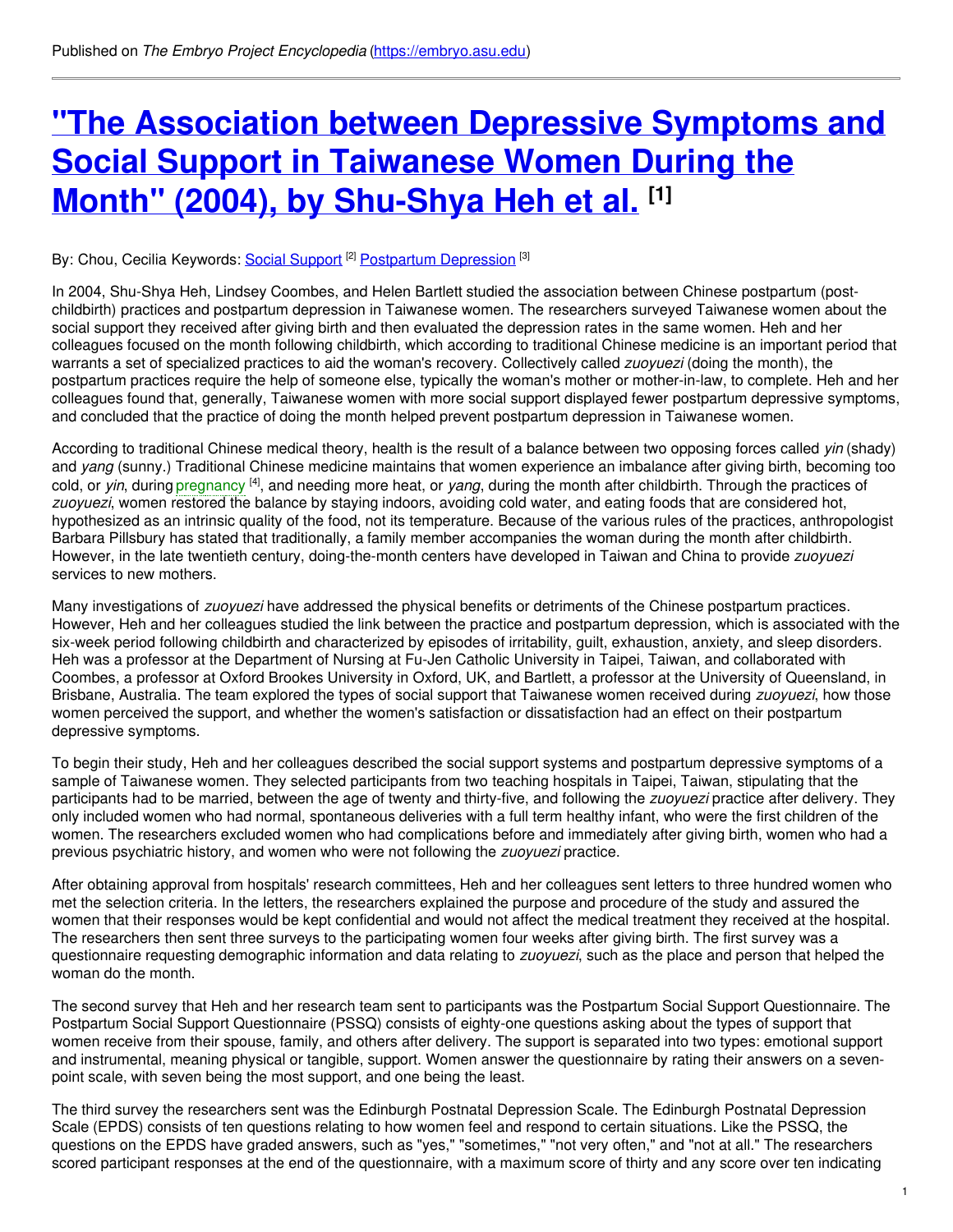Published on *The Embryo Project Encyclopedia* (https://embryo.asu.edu)

# "The Association between Depressive Symptoms and Social Support in Taiwanese Women During the Month" (2004), by Shu-Shya Heh et al. [1]

By: Chou, Cecilia Keywords: Social Support [2] Postpartum Depression [3]

In 2004, Shu-Shya Heh, Lindsey Coombes, and Helen Bartlett studied the association between Chinese postpartum (post-childbirth) practices and postpartum depression in Taiwanese women. The researchers surveyed Taiwanese women about the social support they received after giving birth and then evaluated the depression rates in the same women. Heh and her colleagues focused on the month following childbirth, which according to traditional Chinese medicine is an important period that warrants a set of specialized practices to aid the woman's recovery. Collectively called *zuoyuezi* (doing the month), the postpartum practices require the help of someone else, typically the woman's mother or mother-in-law, to complete. Heh and her colleagues found that, generally, Taiwanese women with more social support displayed fewer postpartum depressive symptoms, and concluded that the practice of doing the month helped prevent postpartum depression in Taiwanese women.

According to traditional Chinese medical theory, health is the result of a balance between two opposing forces called *yin* (shady) and *yang* (sunny.) Traditional Chinese medicine maintains that women experience an imbalance after giving birth, becoming too cold, or *yin*, during pregnancy [4], and needing more heat, or *yang*, during the month after childbirth. Through the practices of *zuoyuezi*, women restored the balance by staying indoors, avoiding cold water, and eating foods that are considered hot, hypothesized as an intrinsic quality of the food, not its temperature. Because of the various rules of the practices, anthropologist Barbara Pillsbury has stated that traditionally, a family member accompanies the woman during the month after childbirth. However, in the late twentieth century, doing-the-month centers have developed in Taiwan and China to provide *zuoyuezi* services to new mothers.

Many investigations of *zuoyuezi* have addressed the physical benefits or detriments of the Chinese postpartum practices. However, Heh and her colleagues studied the link between the practice and postpartum depression, which is associated with the six-week period following childbirth and characterized by episodes of irritability, guilt, exhaustion, anxiety, and sleep disorders. Heh was a professor at the Department of Nursing at Fu-Jen Catholic University in Taipei, Taiwan, and collaborated with Coombes, a professor at Oxford Brookes University in Oxford, UK, and Bartlett, a professor at the University of Queensland, in Brisbane, Australia. The team explored the types of social support that Taiwanese women received during *zuoyuezi*, how those women perceived the support, and whether the women's satisfaction or dissatisfaction had an effect on their postpartum depressive symptoms.

To begin their study, Heh and her colleagues described the social support systems and postpartum depressive symptoms of a sample of Taiwanese women. They selected participants from two teaching hospitals in Taipei, Taiwan, stipulating that the participants had to be married, between the age of twenty and thirty-five, and following the *zuoyuezi* practice after delivery. They only included women who had normal, spontaneous deliveries with a full term healthy infant, who were the first children of the women. The researchers excluded women who had complications before and immediately after giving birth, women who had a previous psychiatric history, and women who were not following the *zuoyuezi* practice.

After obtaining approval from hospitals' research committees, Heh and her colleagues sent letters to three hundred women who met the selection criteria. In the letters, the researchers explained the purpose and procedure of the study and assured the women that their responses would be kept confidential and would not affect the medical treatment they received at the hospital. The researchers then sent three surveys to the participating women four weeks after giving birth. The first survey was a questionnaire requesting demographic information and data relating to *zuoyuezi*, such as the place and person that helped the woman do the month.

The second survey that Heh and her research team sent to participants was the Postpartum Social Support Questionnaire. The Postpartum Social Support Questionnaire (PSSQ) consists of eighty-one questions asking about the types of support that women receive from their spouse, family, and others after delivery. The support is separated into two types: emotional support and instrumental, meaning physical or tangible, support. Women answer the questionnaire by rating their answers on a seven-point scale, with seven being the most support, and one being the least.

The third survey the researchers sent was the Edinburgh Postnatal Depression Scale. The Edinburgh Postnatal Depression Scale (EPDS) consists of ten questions relating to how women feel and respond to certain situations. Like the PSSQ, the questions on the EPDS have graded answers, such as "yes," "sometimes," "not very often," and "not at all." The researchers scored participant responses at the end of the questionnaire, with a maximum score of thirty and any score over ten indicating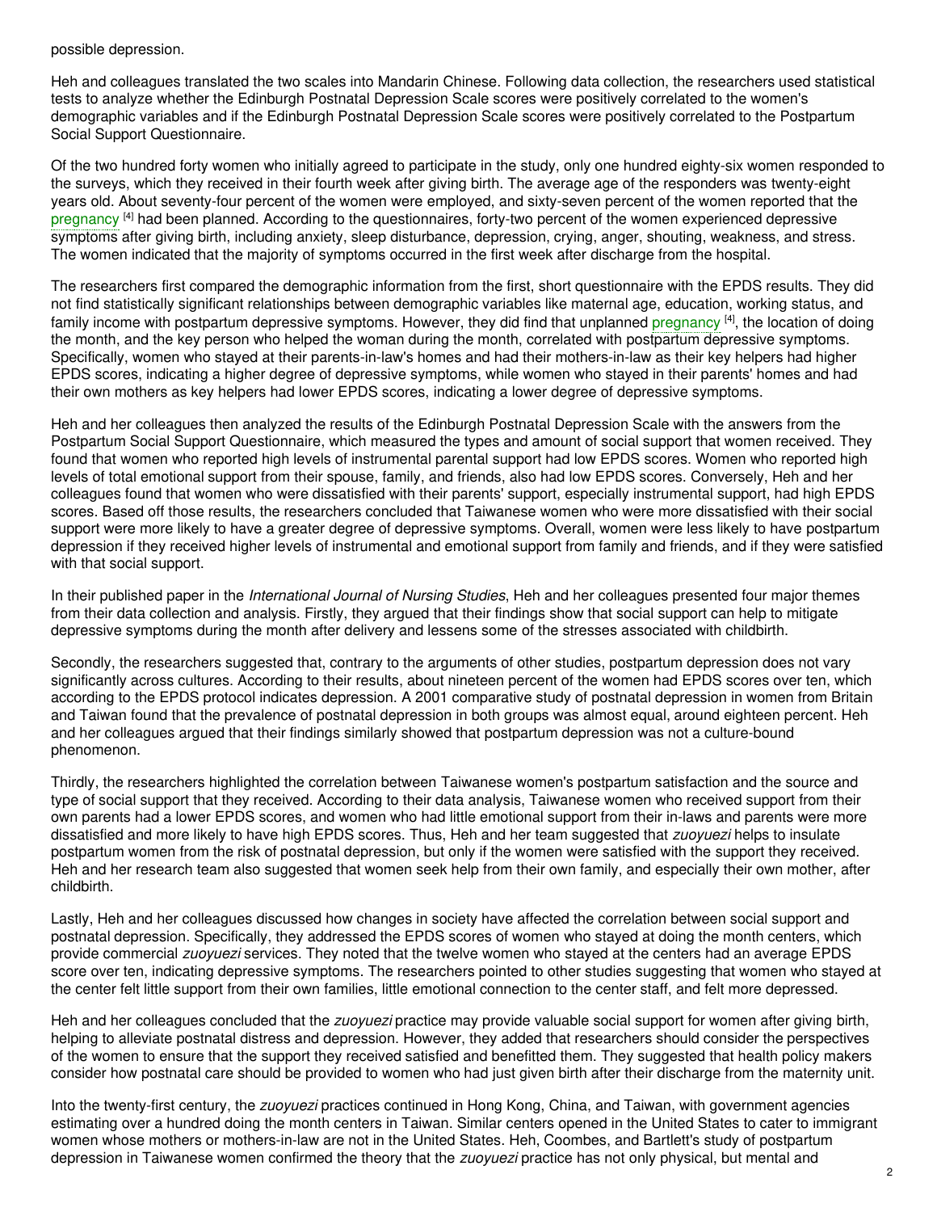possible depression.

Heh and colleagues translated the two scales into Mandarin Chinese. Following data collection, the researchers used statistical tests to analyze whether the Edinburgh Postnatal Depression Scale scores were positively correlated to the women's demographic variables and if the Edinburgh Postnatal Depression Scale scores were positively correlated to the Postpartum Social Support Questionnaire.

Of the two hundred forty women who initially agreed to participate in the study, only one hundred eighty-six women responded to the surveys, which they received in their fourth week after giving birth. The average age of the responders was twenty-eight years old. About seventy-four percent of the women were employed, and sixty-seven percent of the women reported that the pregnancy [4] had been planned. According to the questionnaires, forty-two percent of the women experienced depressive symptoms after giving birth, including anxiety, sleep disturbance, depression, crying, anger, shouting, weakness, and stress. The women indicated that the majority of symptoms occurred in the first week after discharge from the hospital.

The researchers first compared the demographic information from the first, short questionnaire with the EPDS results. They did not find statistically significant relationships between demographic variables like maternal age, education, working status, and family income with postpartum depressive symptoms. However, they did find that unplanned pregnancy [4], the location of doing the month, and the key person who helped the woman during the month, correlated with postpartum depressive symptoms. Specifically, women who stayed at their parents-in-law's homes and had their mothers-in-law as their key helpers had higher EPDS scores, indicating a higher degree of depressive symptoms, while women who stayed in their parents' homes and had their own mothers as key helpers had lower EPDS scores, indicating a lower degree of depressive symptoms.

Heh and her colleagues then analyzed the results of the Edinburgh Postnatal Depression Scale with the answers from the Postpartum Social Support Questionnaire, which measured the types and amount of social support that women received. They found that women who reported high levels of instrumental parental support had low EPDS scores. Women who reported high levels of total emotional support from their spouse, family, and friends, also had low EPDS scores. Conversely, Heh and her colleagues found that women who were dissatisfied with their parents' support, especially instrumental support, had high EPDS scores. Based off those results, the researchers concluded that Taiwanese women who were more dissatisfied with their social support were more likely to have a greater degree of depressive symptoms. Overall, women were less likely to have postpartum depression if they received higher levels of instrumental and emotional support from family and friends, and if they were satisfied with that social support.

In their published paper in the *International Journal of Nursing Studies*, Heh and her colleagues presented four major themes from their data collection and analysis. Firstly, they argued that their findings show that social support can help to mitigate depressive symptoms during the month after delivery and lessens some of the stresses associated with childbirth.

Secondly, the researchers suggested that, contrary to the arguments of other studies, postpartum depression does not vary significantly across cultures. According to their results, about nineteen percent of the women had EPDS scores over ten, which according to the EPDS protocol indicates depression. A 2001 comparative study of postnatal depression in women from Britain and Taiwan found that the prevalence of postnatal depression in both groups was almost equal, around eighteen percent. Heh and her colleagues argued that their findings similarly showed that postpartum depression was not a culture-bound phenomenon.

Thirdly, the researchers highlighted the correlation between Taiwanese women's postpartum satisfaction and the source and type of social support that they received. According to their data analysis, Taiwanese women who received support from their own parents had a lower EPDS scores, and women who had little emotional support from their in-laws and parents were more dissatisfied and more likely to have high EPDS scores. Thus, Heh and her team suggested that *zuoyuezi* helps to insulate postpartum women from the risk of postnatal depression, but only if the women were satisfied with the support they received. Heh and her research team also suggested that women seek help from their own family, and especially their own mother, after childbirth.

Lastly, Heh and her colleagues discussed how changes in society have affected the correlation between social support and postnatal depression. Specifically, they addressed the EPDS scores of women who stayed at doing the month centers, which provide commercial *zuoyuezi* services. They noted that the twelve women who stayed at the centers had an average EPDS score over ten, indicating depressive symptoms. The researchers pointed to other studies suggesting that women who stayed at the center felt little support from their own families, little emotional connection to the center staff, and felt more depressed.

Heh and her colleagues concluded that the *zuoyuezi* practice may provide valuable social support for women after giving birth, helping to alleviate postnatal distress and depression. However, they added that researchers should consider the perspectives of the women to ensure that the support they received satisfied and benefitted them. They suggested that health policy makers consider how postnatal care should be provided to women who had just given birth after their discharge from the maternity unit.

Into the twenty-first century, the *zuoyuezi* practices continued in Hong Kong, China, and Taiwan, with government agencies estimating over a hundred doing the month centers in Taiwan. Similar centers opened in the United States to cater to immigrant women whose mothers or mothers-in-law are not in the United States. Heh, Coombes, and Bartlett's study of postpartum depression in Taiwanese women confirmed the theory that the *zuoyuezi* practice has not only physical, but mental and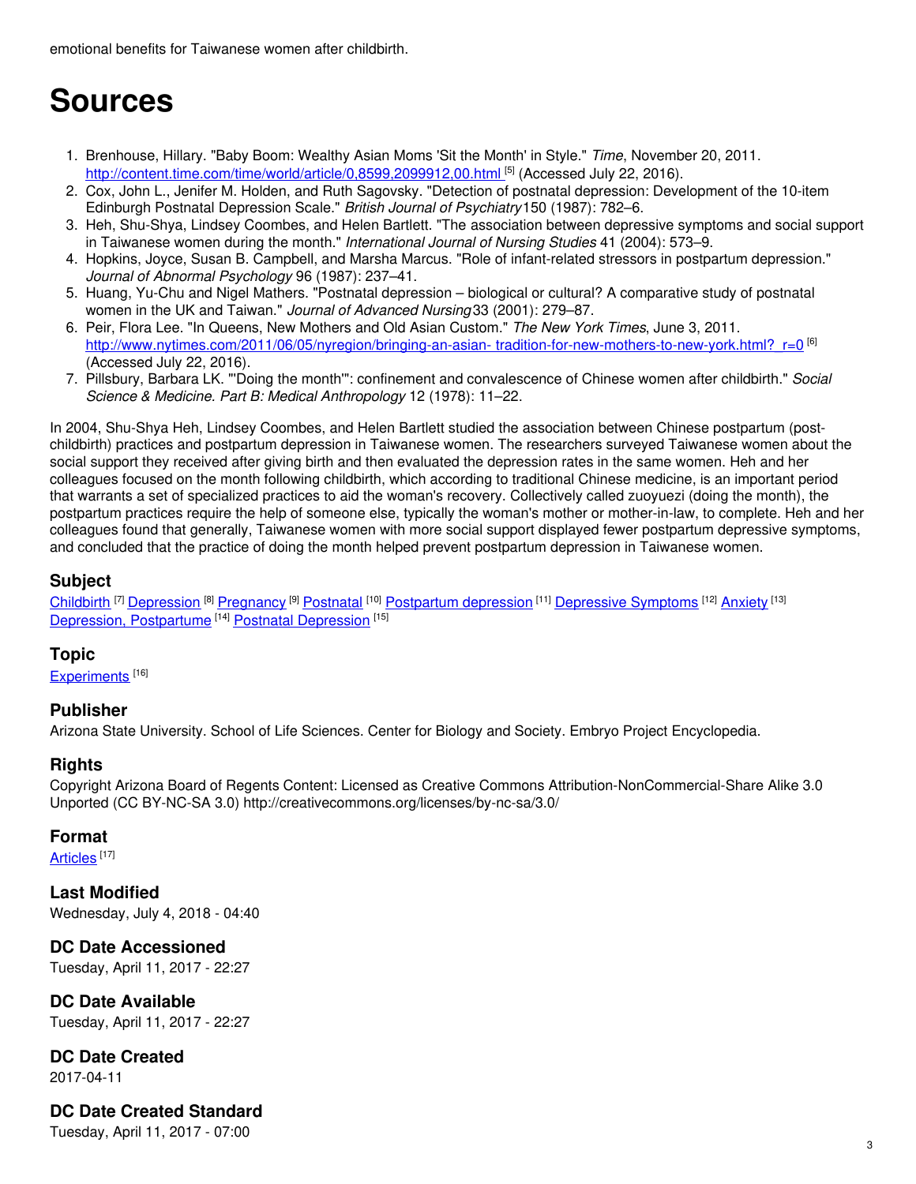emotional benefits for Taiwanese women after childbirth.

# Sources

1. Brenhouse, Hillary. "Baby Boom: Wealthy Asian Moms 'Sit the Month' in Style." *Time*, November 20, 2011. http://content.time.com/time/world/article/0,8599,2099912,00.html [5] (Accessed July 22, 2016).
2. Cox, John L., Jenifer M. Holden, and Ruth Sagovsky. "Detection of postnatal depression: Development of the 10-item Edinburgh Postnatal Depression Scale." *British Journal of Psychiatry* 150 (1987): 782–6.
3. Heh, Shu-Shya, Lindsey Coombes, and Helen Bartlett. "The association between depressive symptoms and social support in Taiwanese women during the month." *International Journal of Nursing Studies* 41 (2004): 573–9.
4. Hopkins, Joyce, Susan B. Campbell, and Marsha Marcus. "Role of infant-related stressors in postpartum depression." *Journal of Abnormal Psychology* 96 (1987): 237–41.
5. Huang, Yu-Chu and Nigel Mathers. "Postnatal depression – biological or cultural? A comparative study of postnatal women in the UK and Taiwan." *Journal of Advanced Nursing* 33 (2001): 279–87.
6. Peir, Flora Lee. "In Queens, New Mothers and Old Asian Custom." *The New York Times*, June 3, 2011. http://www.nytimes.com/2011/06/05/nyregion/bringing-an-asian- tradition-for-new-mothers-to-new-york.html?_r=0 [6] (Accessed July 22, 2016).
7. Pillsbury, Barbara LK. "'Doing the month'": confinement and convalescence of Chinese women after childbirth." *Social Science & Medicine. Part B: Medical Anthropology* 12 (1978): 11–22.

In 2004, Shu-Shya Heh, Lindsey Coombes, and Helen Bartlett studied the association between Chinese postpartum (post-childbirth) practices and postpartum depression in Taiwanese women. The researchers surveyed Taiwanese women about the social support they received after giving birth and then evaluated the depression rates in the same women. Heh and her colleagues focused on the month following childbirth, which according to traditional Chinese medicine, is an important period that warrants a set of specialized practices to aid the woman's recovery. Collectively called zuoyuezi (doing the month), the postpartum practices require the help of someone else, typically the woman's mother or mother-in-law, to complete. Heh and her colleagues found that generally, Taiwanese women with more social support displayed fewer postpartum depressive symptoms, and concluded that the practice of doing the month helped prevent postpartum depression in Taiwanese women.

## Subject

Childbirth [7] Depression [8] Pregnancy [9] Postnatal [10] Postpartum depression [11] Depressive Symptoms [12] Anxiety [13] Depression, Postpartume [14] Postnatal Depression [15]

## Topic

Experiments [16]

## Publisher

Arizona State University. School of Life Sciences. Center for Biology and Society. Embryo Project Encyclopedia.

## Rights

Copyright Arizona Board of Regents Content: Licensed as Creative Commons Attribution-NonCommercial-Share Alike 3.0 Unported (CC BY-NC-SA 3.0) http://creativecommons.org/licenses/by-nc-sa/3.0/

## Format

Articles [17]

## Last Modified

Wednesday, July 4, 2018 - 04:40

## DC Date Accessioned

Tuesday, April 11, 2017 - 22:27

## DC Date Available

Tuesday, April 11, 2017 - 22:27

## DC Date Created

2017-04-11

## DC Date Created Standard

Tuesday, April 11, 2017 - 07:00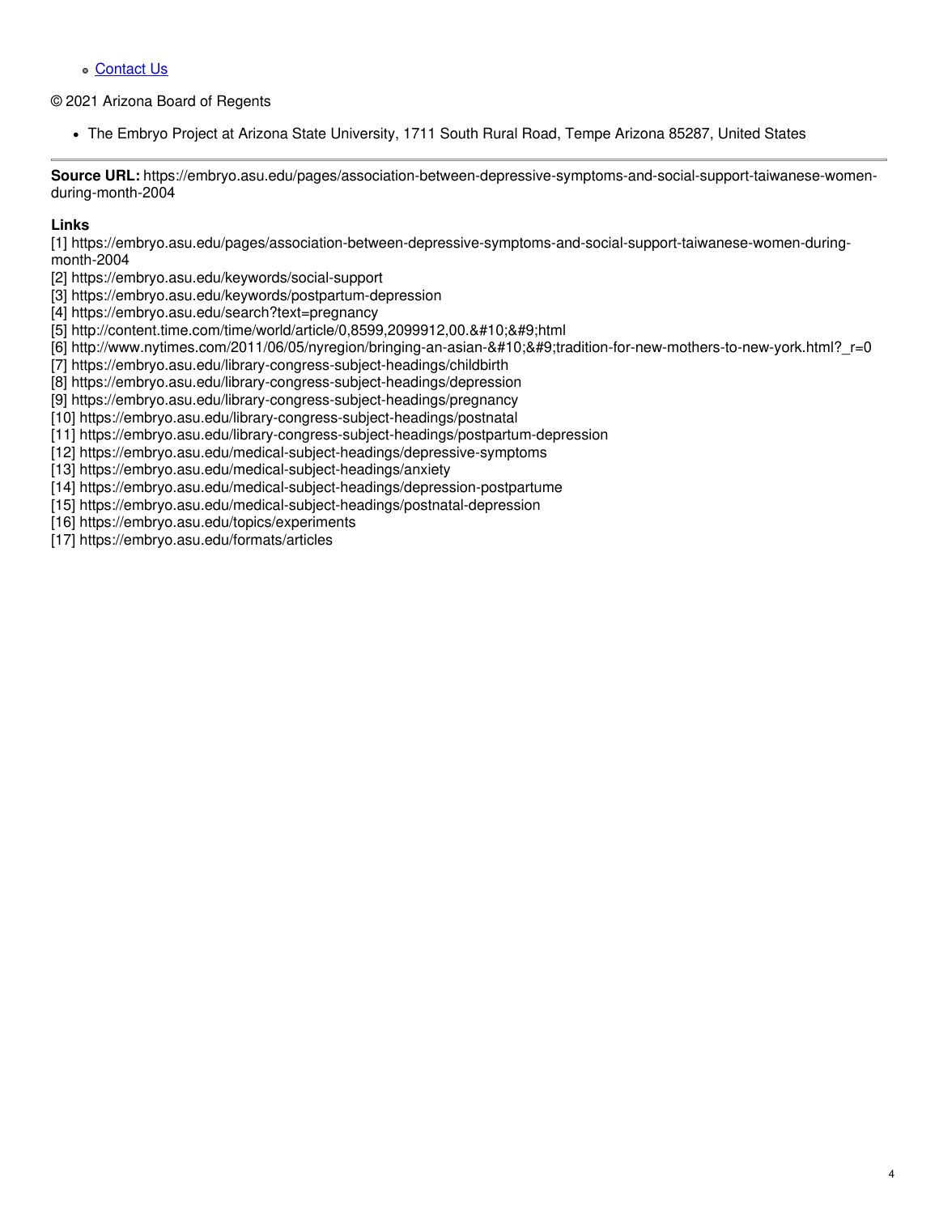- Contact Us

© 2021 Arizona Board of Regents

- The Embryo Project at Arizona State University, 1711 South Rural Road, Tempe Arizona 85287, United States

---

**Source URL:** https://embryo.asu.edu/pages/association-between-depressive-symptoms-and-social-support-taiwanese-women-during-month-2004

**Links**

[1] https://embryo.asu.edu/pages/association-between-depressive-symptoms-and-social-support-taiwanese-women-during-month-2004
[2] https://embryo.asu.edu/keywords/social-support
[3] https://embryo.asu.edu/keywords/postpartum-depression
[4] https://embryo.asu.edu/search?text=pregnancy
[5] http://content.time.com/time/world/article/0,8599,2099912,00.&#10;&#9;html
[6] http://www.nytimes.com/2011/06/05/nyregion/bringing-an-asian-&#10;&#9;tradition-for-new-mothers-to-new-york.html?_r=0
[7] https://embryo.asu.edu/library-congress-subject-headings/childbirth
[8] https://embryo.asu.edu/library-congress-subject-headings/depression
[9] https://embryo.asu.edu/library-congress-subject-headings/pregnancy
[10] https://embryo.asu.edu/library-congress-subject-headings/postnatal
[11] https://embryo.asu.edu/library-congress-subject-headings/postpartum-depression
[12] https://embryo.asu.edu/medical-subject-headings/depressive-symptoms
[13] https://embryo.asu.edu/medical-subject-headings/anxiety
[14] https://embryo.asu.edu/medical-subject-headings/depression-postpartume
[15] https://embryo.asu.edu/medical-subject-headings/postnatal-depression
[16] https://embryo.asu.edu/topics/experiments
[17] https://embryo.asu.edu/formats/articles